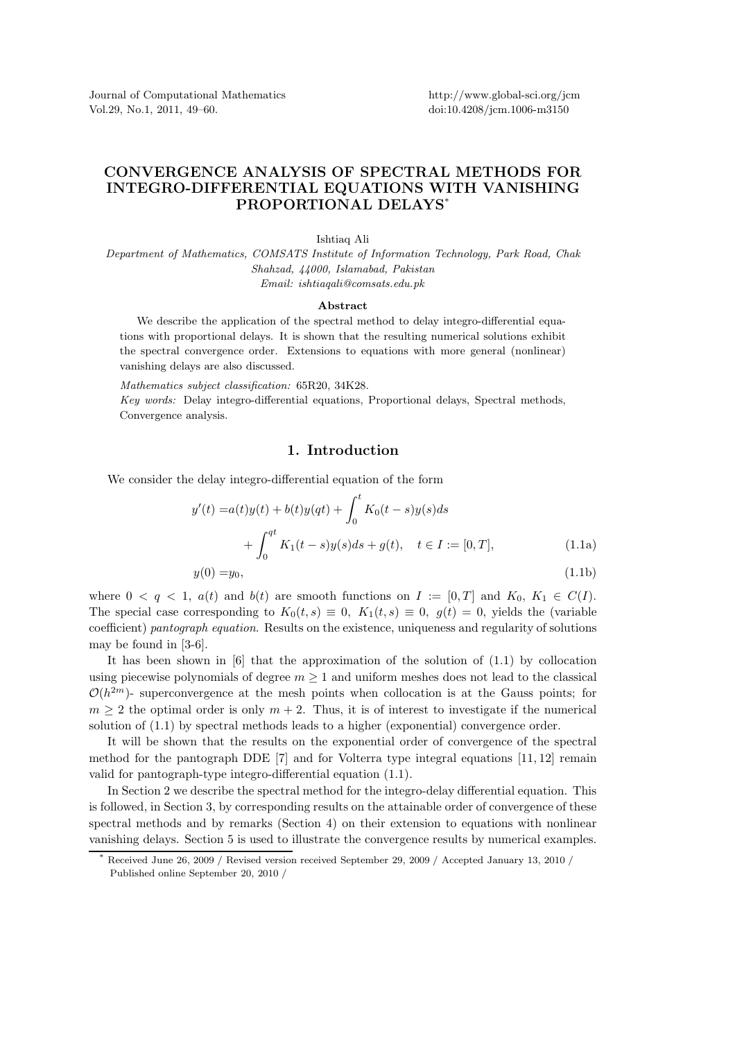# CONVERGENCE ANALYSIS OF SPECTRAL METHODS FOR INTEGRO-DIFFERENTIAL EQUATIONS WITH VANISHING PROPORTIONAL DELAYS*

Ishtiaq Ali

*Department of Mathematics, COMSATS Institute of Information Technology, Park Road, Chak Shahzad, 44000, Islamabad, Pakistan*
*Email: ishtiaqali@comsats.edu.pk*

### Abstract

We describe the application of the spectral method to delay integro-differential equations with proportional delays. It is shown that the resulting numerical solutions exhibit the spectral convergence order. Extensions to equations with more general (nonlinear) vanishing delays are also discussed.

*Mathematics subject classification:* 65R20, 34K28.
*Key words:* Delay integro-differential equations, Proportional delays, Spectral methods, Convergence analysis.

## 1. Introduction

We consider the delay integro-differential equation of the form

$$
\begin{aligned}
y'(t) =& a(t)y(t) + b(t)y(qt) + \int_0^t K_0(t-s)y(s)ds \\
&+ \int_0^{qt} K_1(t-s)y(s)ds + g(t), \quad t \in I := [0,T], \qquad (1.1a)\\
y(0) =& y_0, \qquad (1.1b)
\end{aligned}
$$

where $0 < q < 1$, $a(t)$ and $b(t)$ are smooth functions on $I := [0,T]$ and $K_0,\ K_1 \in C(I)$. The special case corresponding to $K_0(t,s) \equiv 0,\ K_1(t,s) \equiv 0,\ g(t) = 0$, yields the (variable coefficient) *pantograph equation*. Results on the existence, uniqueness and regularity of solutions may be found in [3-6].

It has been shown in [6] that the approximation of the solution of (1.1) by collocation using piecewise polynomials of degree $m \geq 1$ and uniform meshes does not lead to the classical $\mathcal{O}(h^{2m})$- superconvergence at the mesh points when collocation is at the Gauss points; for $m \geq 2$ the optimal order is only $m+2$. Thus, it is of interest to investigate if the numerical solution of (1.1) by spectral methods leads to a higher (exponential) convergence order.

It will be shown that the results on the exponential order of convergence of the spectral method for the pantograph DDE [7] and for Volterra type integral equations [11, 12] remain valid for pantograph-type integro-differential equation (1.1).

In Section 2 we describe the spectral method for the integro-delay differential equation. This is followed, in Section 3, by corresponding results on the attainable order of convergence of these spectral methods and by remarks (Section 4) on their extension to equations with nonlinear vanishing delays. Section 5 is used to illustrate the convergence results by numerical examples.

---

* Received June 26, 2009 / Revised version received September 29, 2009 / Accepted January 13, 2010 / Published online September 20, 2010 /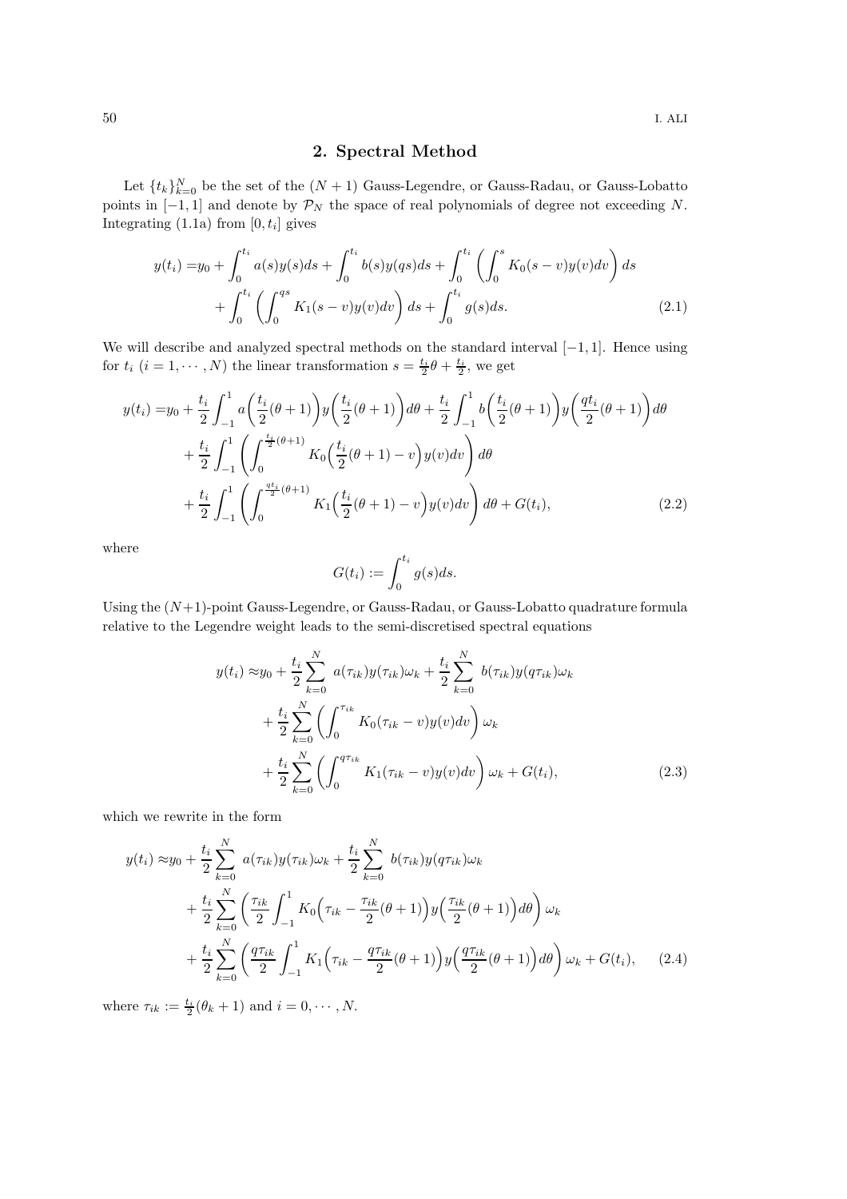## 2. Spectral Method

Let $\{t_k\}_{k=0}^N$ be the set of the $(N+1)$ Gauss-Legendre, or Gauss-Radau, or Gauss-Lobatto points in $[-1,1]$ and denote by $\mathcal{P}_N$ the space of real polynomials of degree not exceeding $N$. Integrating (1.1a) from $[0, t_i]$ gives

$$
\begin{aligned}
y(t_i) =& y_0 + \int_0^{t_i} a(s)y(s)ds + \int_0^{t_i} b(s)y(qs)ds + \int_0^{t_i}\left(\int_0^s K_0(s-v)y(v)dv\right)ds \\
&+ \int_0^{t_i}\left(\int_0^{qs} K_1(s-v)y(v)dv\right)ds + \int_0^{t_i} g(s)ds. \qquad (2.1)
\end{aligned}
$$

We will describe and analyzed spectral methods on the standard interval $[-1,1]$. Hence using for $t_i$ $(i = 1, \cdots, N)$ the linear transformation $s = \frac{t_i}{2}\theta + \frac{t_i}{2}$, we get

$$
\begin{aligned}
y(t_i) =& y_0 + \frac{t_i}{2}\int_{-1}^1 a\Big(\frac{t_i}{2}(\theta+1)\Big)y\Big(\frac{t_i}{2}(\theta+1)\Big)d\theta + \frac{t_i}{2}\int_{-1}^1 b\Big(\frac{t_i}{2}(\theta+1)\Big)y\Big(\frac{qt_i}{2}(\theta+1)\Big)d\theta \\
&+ \frac{t_i}{2}\int_{-1}^1\left(\int_0^{\frac{t_i}{2}(\theta+1)} K_0\Big(\frac{t_i}{2}(\theta+1)-v\Big)y(v)dv\right)d\theta \\
&+ \frac{t_i}{2}\int_{-1}^1\left(\int_0^{\frac{qt_i}{2}(\theta+1)} K_1\Big(\frac{t_i}{2}(\theta+1)-v\Big)y(v)dv\right)d\theta + G(t_i), \qquad (2.2)
\end{aligned}
$$

where

$$
G(t_i) := \int_0^{t_i} g(s)ds.
$$

Using the $(N+1)$-point Gauss-Legendre, or Gauss-Radau, or Gauss-Lobatto quadrature formula relative to the Legendre weight leads to the semi-discretised spectral equations

$$
\begin{aligned}
y(t_i) \approx& y_0 + \frac{t_i}{2}\sum_{k=0}^N a(\tau_{ik})y(\tau_{ik})\omega_k + \frac{t_i}{2}\sum_{k=0}^N b(\tau_{ik})y(q\tau_{ik})\omega_k \\
&+ \frac{t_i}{2}\sum_{k=0}^N\left(\int_0^{\tau_{ik}} K_0(\tau_{ik}-v)y(v)dv\right)\omega_k \\
&+ \frac{t_i}{2}\sum_{k=0}^N\left(\int_0^{q\tau_{ik}} K_1(\tau_{ik}-v)y(v)dv\right)\omega_k + G(t_i), \qquad (2.3)
\end{aligned}
$$

which we rewrite in the form

$$
\begin{aligned}
y(t_i) \approx& y_0 + \frac{t_i}{2}\sum_{k=0}^N a(\tau_{ik})y(\tau_{ik})\omega_k + \frac{t_i}{2}\sum_{k=0}^N b(\tau_{ik})y(q\tau_{ik})\omega_k \\
&+ \frac{t_i}{2}\sum_{k=0}^N\left(\frac{\tau_{ik}}{2}\int_{-1}^1 K_0\Big(\tau_{ik}-\frac{\tau_{ik}}{2}(\theta+1)\Big)y\Big(\frac{\tau_{ik}}{2}(\theta+1)\Big)d\theta\right)\omega_k \\
&+ \frac{t_i}{2}\sum_{k=0}^N\left(\frac{q\tau_{ik}}{2}\int_{-1}^1 K_1\Big(\tau_{ik}-\frac{q\tau_{ik}}{2}(\theta+1)\Big)y\Big(\frac{q\tau_{ik}}{2}(\theta+1)\Big)d\theta\right)\omega_k + G(t_i), \qquad (2.4)
\end{aligned}
$$

where $\tau_{ik} := \frac{t_i}{2}(\theta_k + 1)$ and $i = 0, \cdots, N$.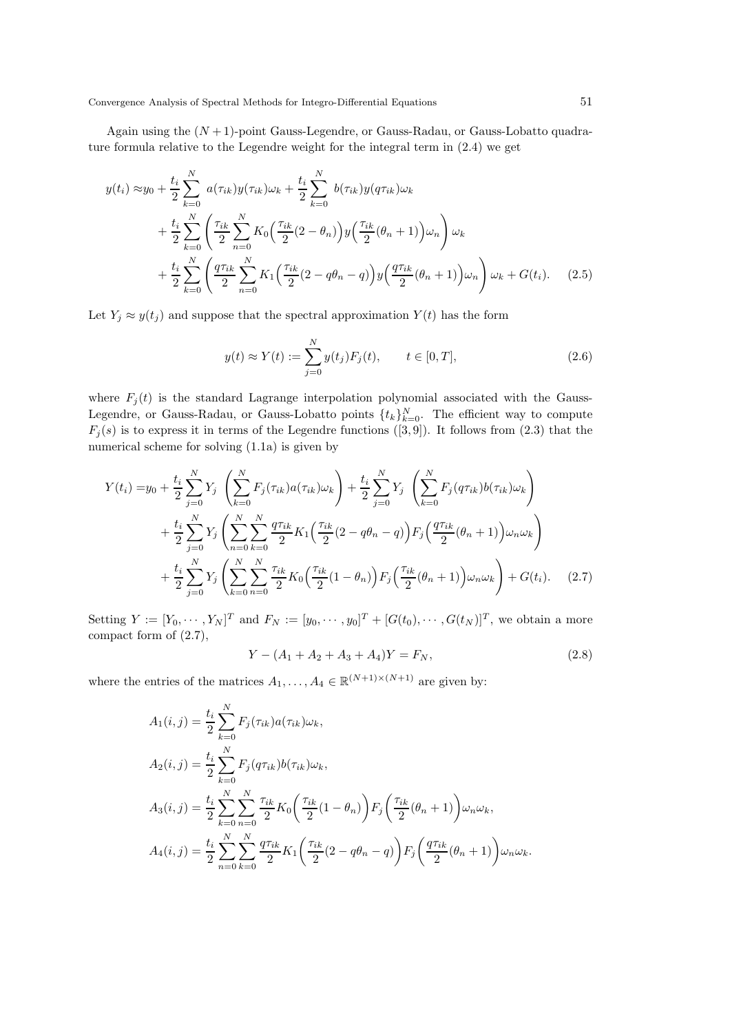Again using the $(N+1)$-point Gauss-Legendre, or Gauss-Radau, or Gauss-Lobatto quadrature formula relative to the Legendre weight for the integral term in (2.4) we get

$$
\begin{aligned}
y(t_i) \approx & y_0 + \frac{t_i}{2}\sum_{k=0}^{N} a(\tau_{ik})y(\tau_{ik})\omega_k + \frac{t_i}{2}\sum_{k=0}^{N} b(\tau_{ik})y(q\tau_{ik})\omega_k \\
& + \frac{t_i}{2}\sum_{k=0}^{N}\left(\frac{\tau_{ik}}{2}\sum_{n=0}^{N} K_0\Big(\frac{\tau_{ik}}{2}(2-\theta_n)\Big)y\Big(\frac{\tau_{ik}}{2}(\theta_n+1)\Big)\omega_n\right)\omega_k \\
& + \frac{t_i}{2}\sum_{k=0}^{N}\left(\frac{q\tau_{ik}}{2}\sum_{n=0}^{N} K_1\Big(\frac{\tau_{ik}}{2}(2-q\theta_n-q)\Big)y\Big(\frac{q\tau_{ik}}{2}(\theta_n+1)\Big)\omega_n\right)\omega_k + G(t_i). \qquad (2.5)
\end{aligned}
$$

Let $Y_j \approx y(t_j)$ and suppose that the spectral approximation $Y(t)$ has the form

$$
y(t) \approx Y(t) := \sum_{j=0}^{N} y(t_j)F_j(t), \qquad t \in [0,T], \tag{2.6}
$$

where $F_j(t)$ is the standard Lagrange interpolation polynomial associated with the Gauss-Legendre, or Gauss-Radau, or Gauss-Lobatto points $\{t_k\}_{k=0}^{N}$. The efficient way to compute $F_j(s)$ is to express it in terms of the Legendre functions ([3, 9]). It follows from (2.3) that the numerical scheme for solving (1.1a) is given by

$$
\begin{aligned}
Y(t_i) = & y_0 + \frac{t_i}{2}\sum_{j=0}^{N} Y_j\left(\sum_{k=0}^{N} F_j(\tau_{ik})a(\tau_{ik})\omega_k\right) + \frac{t_i}{2}\sum_{j=0}^{N} Y_j\left(\sum_{k=0}^{N} F_j(q\tau_{ik})b(\tau_{ik})\omega_k\right) \\
& + \frac{t_i}{2}\sum_{j=0}^{N} Y_j\left(\sum_{n=0}^{N}\sum_{k=0}^{N}\frac{q\tau_{ik}}{2}K_1\Big(\frac{\tau_{ik}}{2}(2-q\theta_n-q)\Big)F_j\Big(\frac{q\tau_{ik}}{2}(\theta_n+1)\Big)\omega_n\omega_k\right) \\
& + \frac{t_i}{2}\sum_{j=0}^{N} Y_j\left(\sum_{k=0}^{N}\sum_{n=0}^{N}\frac{\tau_{ik}}{2}K_0\Big(\frac{\tau_{ik}}{2}(1-\theta_n)\Big)F_j\Big(\frac{\tau_{ik}}{2}(\theta_n+1)\Big)\omega_n\omega_k\right) + G(t_i). \qquad (2.7)
\end{aligned}
$$

Setting $Y := [Y_0, \cdots, Y_N]^T$ and $F_N := [y_0, \cdots, y_0]^T + [G(t_0), \cdots, G(t_N)]^T$, we obtain a more compact form of (2.7),

$$
Y - (A_1 + A_2 + A_3 + A_4)Y = F_N, \tag{2.8}
$$

where the entries of the matrices $A_1, \ldots, A_4 \in \mathbb{R}^{(N+1)\times(N+1)}$ are given by:

$$
\begin{aligned}
A_1(i,j) &= \frac{t_i}{2}\sum_{k=0}^{N} F_j(\tau_{ik})a(\tau_{ik})\omega_k, \\
A_2(i,j) &= \frac{t_i}{2}\sum_{k=0}^{N} F_j(q\tau_{ik})b(\tau_{ik})\omega_k, \\
A_3(i,j) &= \frac{t_i}{2}\sum_{k=0}^{N}\sum_{n=0}^{N}\frac{\tau_{ik}}{2}K_0\Big(\frac{\tau_{ik}}{2}(1-\theta_n)\Big)F_j\Big(\frac{\tau_{ik}}{2}(\theta_n+1)\Big)\omega_n\omega_k, \\
A_4(i,j) &= \frac{t_i}{2}\sum_{n=0}^{N}\sum_{k=0}^{N}\frac{q\tau_{ik}}{2}K_1\Big(\frac{\tau_{ik}}{2}(2-q\theta_n-q)\Big)F_j\Big(\frac{q\tau_{ik}}{2}(\theta_n+1)\Big)\omega_n\omega_k.
\end{aligned}
$$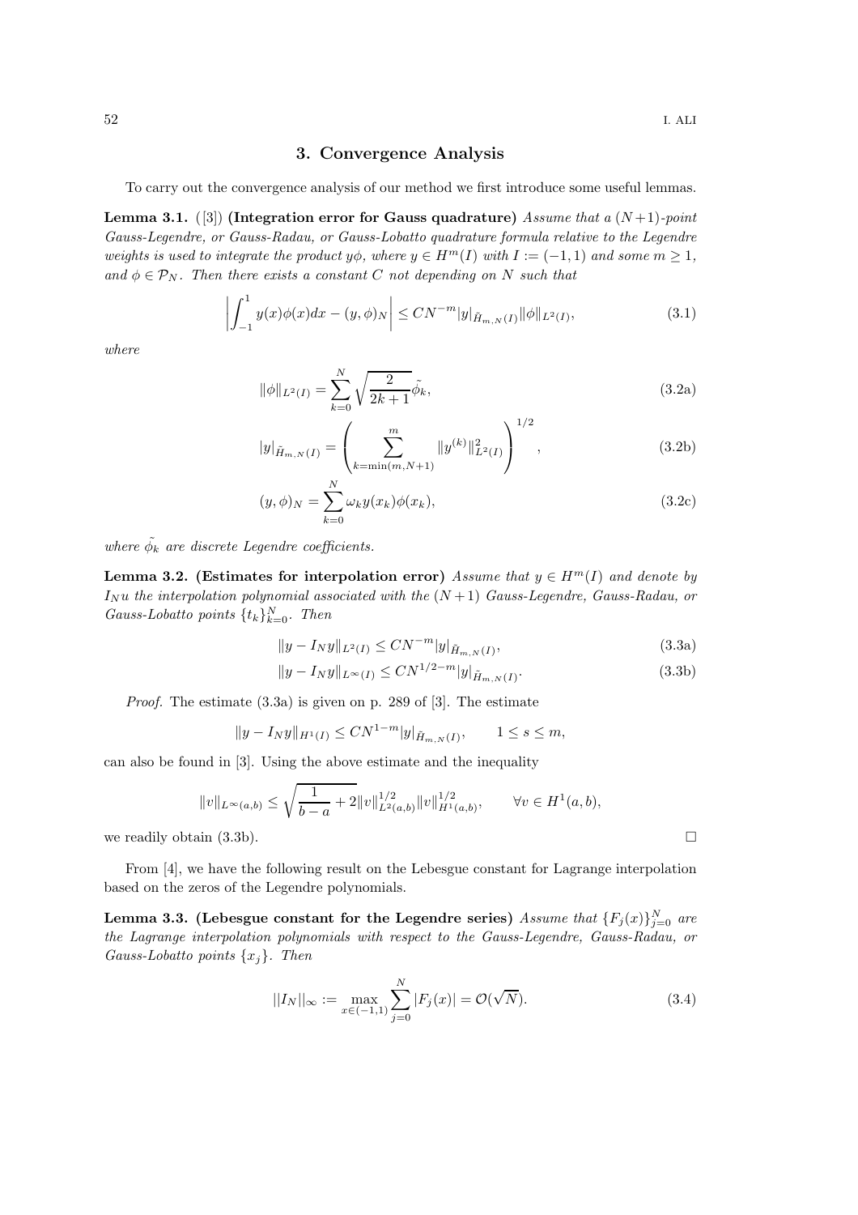## 3. Convergence Analysis

To carry out the convergence analysis of our method we first introduce some useful lemmas.

**Lemma 3.1.** ([3]) **(Integration error for Gauss quadrature)** *Assume that a $(N+1)$-point Gauss-Legendre, or Gauss-Radau, or Gauss-Lobatto quadrature formula relative to the Legendre weights is used to integrate the product $y\phi$, where $y \in H^m(I)$ with $I := (-1,1)$ and some $m \geq 1$, and $\phi \in \mathcal{P}_N$. Then there exists a constant $C$ not depending on $N$ such that*

$$\left| \int_{-1}^{1} y(x)\phi(x)dx - (y,\phi)_N \right| \leq CN^{-m} |y|_{\tilde{H}_{m,N}(I)} \|\phi\|_{L^2(I)}, \tag{3.1}$$

*where*

$$\|\phi\|_{L^2(I)} = \sum_{k=0}^{N} \sqrt{\frac{2}{2k+1}} \tilde{\phi}_k, \tag{3.2a}$$

$$|y|_{\tilde{H}_{m,N}(I)} = \left( \sum_{k=\min(m,N+1)}^{m} \|y^{(k)}\|^2_{L^2(I)} \right)^{1/2}, \tag{3.2b}$$

$$(y,\phi)_N = \sum_{k=0}^{N} \omega_k y(x_k)\phi(x_k), \tag{3.2c}$$

*where $\tilde{\phi}_k$ are discrete Legendre coefficients.*

**Lemma 3.2. (Estimates for interpolation error)** *Assume that $y \in H^m(I)$ and denote by $I_N u$ the interpolation polynomial associated with the $(N+1)$ Gauss-Legendre, Gauss-Radau, or Gauss-Lobatto points $\{t_k\}_{k=0}^{N}$. Then*

$$\|y - I_N y\|_{L^2(I)} \leq CN^{-m} |y|_{\tilde{H}_{m,N}(I)}, \tag{3.3a}$$

$$\|y - I_N y\|_{L^\infty(I)} \leq CN^{1/2-m} |y|_{\tilde{H}_{m,N}(I)}. \tag{3.3b}$$

*Proof.* The estimate (3.3a) is given on p. 289 of [3]. The estimate

$$\|y - I_N y\|_{H^1(I)} \leq CN^{1-m} |y|_{\tilde{H}_{m,N}(I)}, \qquad 1 \leq s \leq m,$$

can also be found in [3]. Using the above estimate and the inequality

$$\|v\|_{L^\infty(a,b)} \leq \sqrt{\frac{1}{b-a} + 2} \|v\|^{1/2}_{L^2(a,b)} \|v\|^{1/2}_{H^1(a,b)}, \qquad \forall v \in H^1(a,b),$$

we readily obtain (3.3b). $\square$

From [4], we have the following result on the Lebesgue constant for Lagrange interpolation based on the zeros of the Legendre polynomials.

**Lemma 3.3. (Lebesgue constant for the Legendre series)** *Assume that $\{F_j(x)\}_{j=0}^{N}$ are the Lagrange interpolation polynomials with respect to the Gauss-Legendre, Gauss-Radau, or Gauss-Lobatto points $\{x_j\}$. Then*

$$||I_N||_\infty := \max_{x \in (-1,1)} \sum_{j=0}^{N} |F_j(x)| = \mathcal{O}(\sqrt{N}). \tag{3.4}$$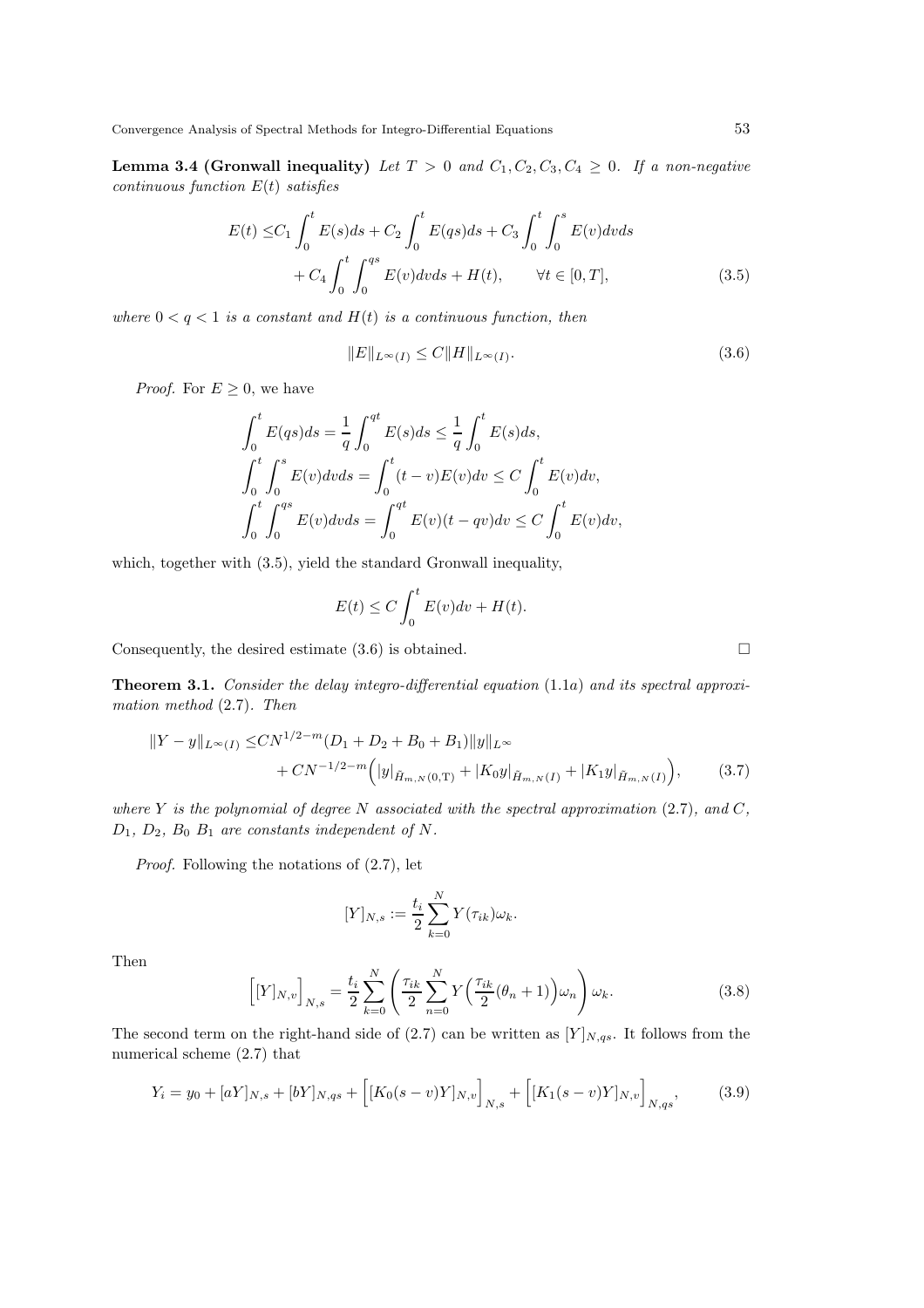**Lemma 3.4 (Gronwall inequality)** *Let $T > 0$ and $C_1, C_2, C_3, C_4 \geq 0$. If a non-negative continuous function $E(t)$ satisfies*

$$
\begin{aligned}
E(t) \leq & C_1 \int_0^t E(s)ds + C_2 \int_0^t E(qs)ds + C_3 \int_0^t \int_0^s E(v)dvds \\
& + C_4 \int_0^t \int_0^{qs} E(v)dvds + H(t), \qquad \forall t \in [0, T],
\end{aligned} \tag{3.5}
$$

*where $0 < q < 1$ is a constant and $H(t)$ is a continuous function, then*

$$
\|E\|_{L^\infty(I)} \leq C \|H\|_{L^\infty(I)}. \tag{3.6}
$$

*Proof.* For $E \geq 0$, we have

$$
\begin{aligned}
&\int_0^t E(qs)ds = \frac{1}{q}\int_0^{qt} E(s)ds \leq \frac{1}{q}\int_0^t E(s)ds, \\
&\int_0^t \int_0^s E(v)dvds = \int_0^t (t-v)E(v)dv \leq C\int_0^t E(v)dv, \\
&\int_0^t \int_0^{qs} E(v)dvds = \int_0^{qt} E(v)(t-qv)dv \leq C\int_0^t E(v)dv,
\end{aligned}
$$

which, together with (3.5), yield the standard Gronwall inequality,

$$
E(t) \leq C \int_0^t E(v)dv + H(t).
$$

Consequently, the desired estimate (3.6) is obtained. $\square$

**Theorem 3.1.** *Consider the delay integro-differential equation* (1.1*a*) *and its spectral approximation method* (2.7)*. Then*

$$
\begin{aligned}
\|Y - y\|_{L^\infty(I)} \leq & CN^{1/2-m}(D_1 + D_2 + B_0 + B_1)\|y\|_{L^\infty} \\
& + CN^{-1/2-m}\Big(|y|_{\tilde{H}_{m,N}(0,\mathrm{T})} + |K_0 y|_{\tilde{H}_{m,N}(I)} + |K_1 y|_{\tilde{H}_{m,N}(I)}\Big),
\end{aligned} \tag{3.7}
$$

*where $Y$ is the polynomial of degree $N$ associated with the spectral approximation* (2.7)*, and $C$, $D_1$, $D_2$, $B_0$ $B_1$ are constants independent of $N$.*

*Proof.* Following the notations of (2.7), let

$$
[Y]_{N,s} := \frac{t_i}{2}\sum_{k=0}^N Y(\tau_{ik})\omega_k.
$$

Then

$$
\Big[[Y]_{N,v}\Big]_{N,s} = \frac{t_i}{2}\sum_{k=0}^N \left(\frac{\tau_{ik}}{2}\sum_{n=0}^N Y\Big(\frac{\tau_{ik}}{2}(\theta_n + 1)\Big)\omega_n\right)\omega_k. \tag{3.8}
$$

The second term on the right-hand side of (2.7) can be written as $[Y]_{N,qs}$. It follows from the numerical scheme (2.7) that

$$
Y_i = y_0 + [aY]_{N,s} + [bY]_{N,qs} + \Big[[K_0(s-v)Y]_{N,v}\Big]_{N,s} + \Big[[K_1(s-v)Y]_{N,v}\Big]_{N,qs}, \tag{3.9}
$$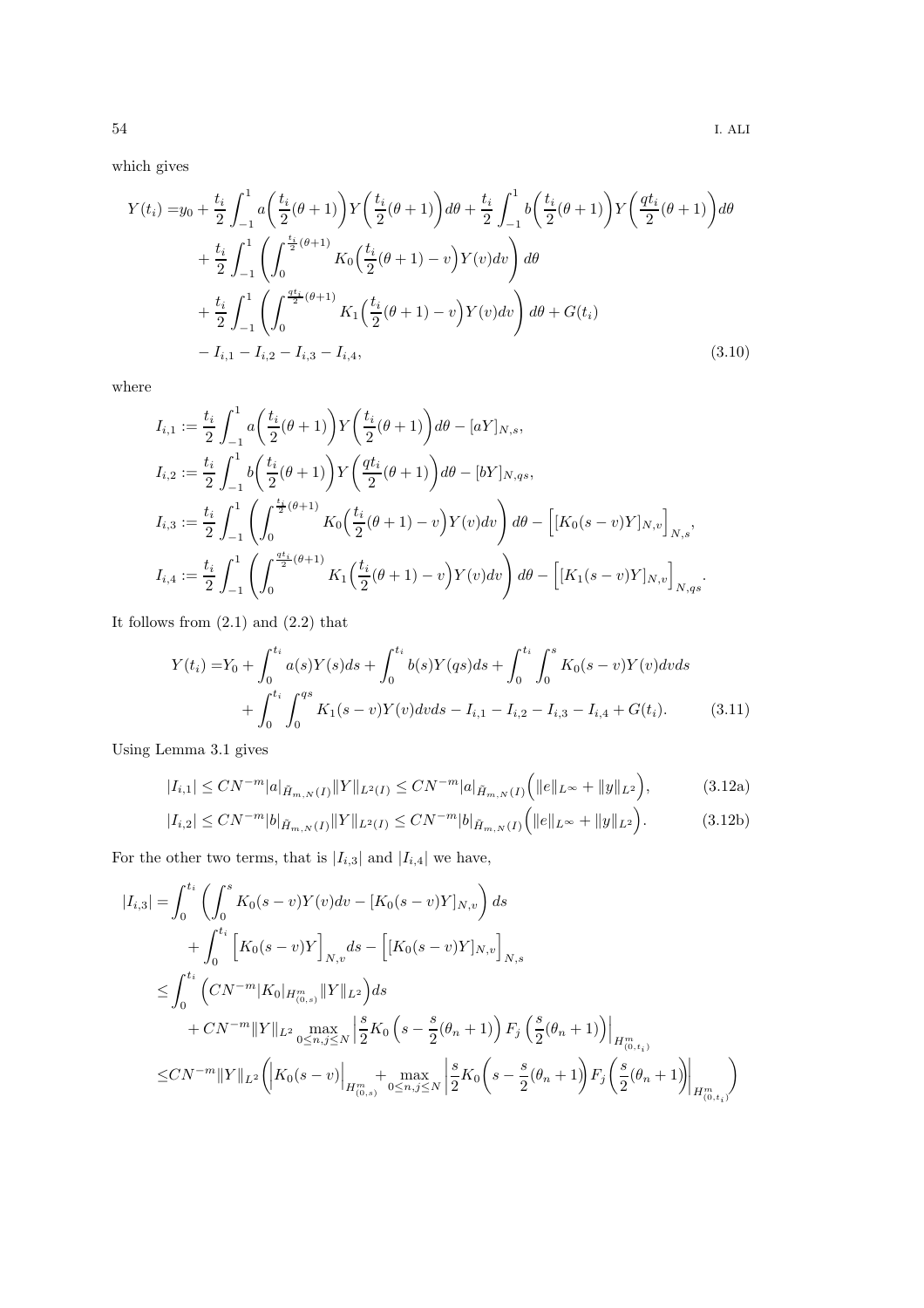which gives

$$
\begin{aligned}
Y(t_i) =& y_0 + \frac{t_i}{2}\int_{-1}^{1} a\Big(\frac{t_i}{2}(\theta+1)\Big) Y\Big(\frac{t_i}{2}(\theta+1)\Big) d\theta + \frac{t_i}{2}\int_{-1}^{1} b\Big(\frac{t_i}{2}(\theta+1)\Big) Y\Big(\frac{qt_i}{2}(\theta+1)\Big) d\theta \\
&+ \frac{t_i}{2}\int_{-1}^{1}\left(\int_0^{\frac{t_i}{2}(\theta+1)} K_0\Big(\frac{t_i}{2}(\theta+1)-v\Big)Y(v)dv\right)d\theta \\
&+ \frac{t_i}{2}\int_{-1}^{1}\left(\int_0^{\frac{qt_i}{2}(\theta+1)} K_1\Big(\frac{t_i}{2}(\theta+1)-v\Big)Y(v)dv\right)d\theta + G(t_i) \\
&- I_{i,1} - I_{i,2} - I_{i,3} - I_{i,4},
\end{aligned}
\tag{3.10}
$$

where

$$
\begin{aligned}
I_{i,1} &:= \frac{t_i}{2}\int_{-1}^{1} a\Big(\frac{t_i}{2}(\theta+1)\Big) Y\Big(\frac{t_i}{2}(\theta+1)\Big) d\theta - [aY]_{N,s}, \\
I_{i,2} &:= \frac{t_i}{2}\int_{-1}^{1} b\Big(\frac{t_i}{2}(\theta+1)\Big) Y\Big(\frac{qt_i}{2}(\theta+1)\Big) d\theta - [bY]_{N,qs}, \\
I_{i,3} &:= \frac{t_i}{2}\int_{-1}^{1}\left(\int_0^{\frac{t_i}{2}(\theta+1)} K_0\Big(\frac{t_i}{2}(\theta+1)-v\Big)Y(v)dv\right)d\theta - \Big[[K_0(s-v)Y]_{N,v}\Big]_{N,s}, \\
I_{i,4} &:= \frac{t_i}{2}\int_{-1}^{1}\left(\int_0^{\frac{qt_i}{2}(\theta+1)} K_1\Big(\frac{t_i}{2}(\theta+1)-v\Big)Y(v)dv\right)d\theta - \Big[[K_1(s-v)Y]_{N,v}\Big]_{N,qs}.
\end{aligned}
$$

It follows from (2.1) and (2.2) that

$$
\begin{aligned}
Y(t_i) =& Y_0 + \int_0^{t_i} a(s)Y(s)ds + \int_0^{t_i} b(s)Y(qs)ds + \int_0^{t_i}\int_0^s K_0(s-v)Y(v)dvds \\
&+ \int_0^{t_i}\int_0^{qs} K_1(s-v)Y(v)dvds - I_{i,1} - I_{i,2} - I_{i,3} - I_{i,4} + G(t_i).
\end{aligned}
\tag{3.11}
$$

Using Lemma 3.1 gives

$$
|I_{i,1}| \le CN^{-m}|a|_{\tilde{H}_{m,N}(I)}\|Y\|_{L^2(I)} \le CN^{-m}|a|_{\tilde{H}_{m,N}(I)}\Big(\|e\|_{L^\infty} + \|y\|_{L^2}\Big), \tag{3.12a}
$$

$$
|I_{i,2}| \le CN^{-m}|b|_{\tilde{H}_{m,N}(I)}\|Y\|_{L^2(I)} \le CN^{-m}|b|_{\tilde{H}_{m,N}(I)}\Big(\|e\|_{L^\infty} + \|y\|_{L^2}\Big). \tag{3.12b}
$$

For the other two terms, that is $|I_{i,3}|$ and $|I_{i,4}|$ we have,

$$
\begin{aligned}
|I_{i,3}| =& \int_0^{t_i}\left(\int_0^s K_0(s-v)Y(v)dv - [K_0(s-v)Y]_{N,v}\right)ds \\
&+ \int_0^{t_i}\Big[K_0(s-v)Y\Big]_{N,v}ds - \Big[[K_0(s-v)Y]_{N,v}\Big]_{N,s} \\
\le& \int_0^{t_i}\Big(CN^{-m}|K_0|_{H^m_{(0,s)}}\|Y\|_{L^2}\Big)ds \\
&+ CN^{-m}\|Y\|_{L^2}\max_{0\le n,j\le N}\Big|\frac{s}{2}K_0\Big(s-\frac{s}{2}(\theta_n+1)\Big)F_j\Big(\frac{s}{2}(\theta_n+1)\Big)\Big|_{H^m_{(0,t_i)}} \\
\le& CN^{-m}\|Y\|_{L^2}\left(\Big|K_0(s-v)\Big|_{H^m_{(0,s)}} + \max_{0\le n,j\le N}\Big|\frac{s}{2}K_0\Big(s-\frac{s}{2}(\theta_n+1)\Big)F_j\Big(\frac{s}{2}(\theta_n+1)\Big)\Big|_{H^m_{(0,t_i)}}\right)
\end{aligned}
$$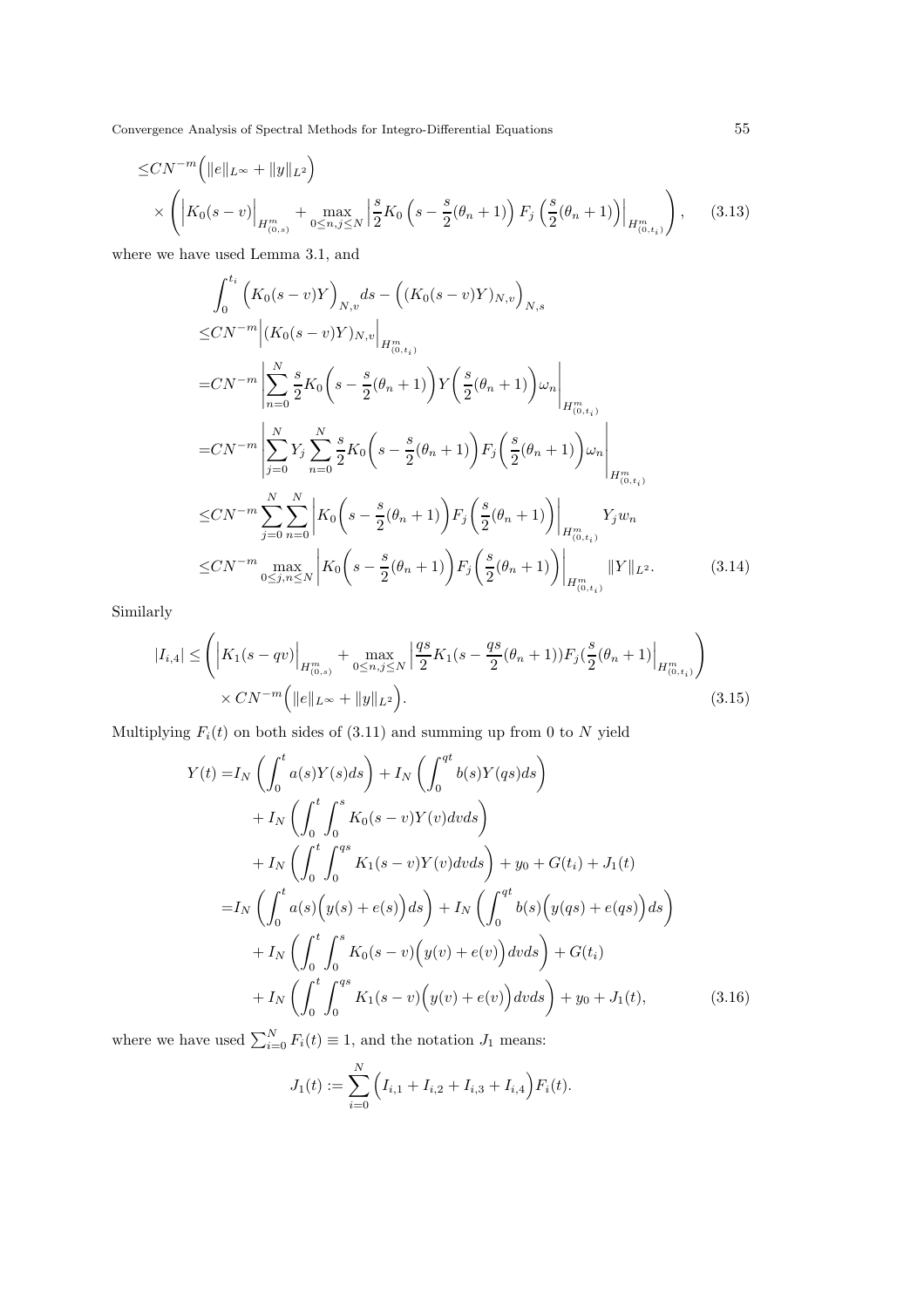$$
\begin{aligned}
&\leq CN^{-m}\Big(\|e\|_{L^\infty}+\|y\|_{L^2}\Big)\\
&\quad\times\left(\Big|K_0(s-v)\Big|_{H^m_{(0,s)}}+\max_{0\leq n,j\leq N}\Big|\frac{s}{2}K_0\left(s-\frac{s}{2}(\theta_n+1)\right)F_j\left(\frac{s}{2}(\theta_n+1)\right)\Big|_{H^m_{(0,t_i)}}\right),
\end{aligned}
\tag{3.13}
$$

where we have used Lemma 3.1, and

$$
\begin{aligned}
&\int_0^{t_i}\Big(K_0(s-v)Y\Big)_{N,v}ds-\Big((K_0(s-v)Y)_{N,v}\Big)_{N,s}\\
\leq &CN^{-m}\Big|(K_0(s-v)Y)_{N,v}\Big|_{H^m_{(0,t_i)}}\\
=&CN^{-m}\left|\sum_{n=0}^N\frac{s}{2}K_0\Big(s-\frac{s}{2}(\theta_n+1)\Big)Y\Big(\frac{s}{2}(\theta_n+1)\Big)\omega_n\right|_{H^m_{(0,t_i)}}\\
=&CN^{-m}\left|\sum_{j=0}^N Y_j\sum_{n=0}^N\frac{s}{2}K_0\Big(s-\frac{s}{2}(\theta_n+1)\Big)F_j\Big(\frac{s}{2}(\theta_n+1)\Big)\omega_n\right|_{H^m_{(0,t_i)}}\\
\leq &CN^{-m}\sum_{j=0}^N\sum_{n=0}^N\left|K_0\Big(s-\frac{s}{2}(\theta_n+1)\Big)F_j\Big(\frac{s}{2}(\theta_n+1)\Big)\right|_{H^m_{(0,t_i)}}Y_jw_n\\
\leq &CN^{-m}\max_{0\leq j,n\leq N}\left|K_0\Big(s-\frac{s}{2}(\theta_n+1)\Big)F_j\Big(\frac{s}{2}(\theta_n+1)\Big)\right|_{H^m_{(0,t_i)}}\|Y\|_{L^2}.
\end{aligned}
\tag{3.14}
$$

Similarly

$$
\begin{aligned}
|I_{i,4}|\leq&\left(\Big|K_1(s-qv)\Big|_{H^m_{(0,s)}}+\max_{0\leq n,j\leq N}\Big|\frac{qs}{2}K_1(s-\frac{qs}{2}(\theta_n+1))F_j(\frac{s}{2}(\theta_n+1)\Big|_{H^m_{(0,t_i)}}\right)\\
&\times CN^{-m}\Big(\|e\|_{L^\infty}+\|y\|_{L^2}\Big).
\end{aligned}
\tag{3.15}
$$

Multiplying $F_i(t)$ on both sides of (3.11) and summing up from 0 to $N$ yield

$$
\begin{aligned}
Y(t)=&I_N\left(\int_0^t a(s)Y(s)ds\right)+I_N\left(\int_0^{qt}b(s)Y(qs)ds\right)\\
&+I_N\left(\int_0^t\int_0^s K_0(s-v)Y(v)dvds\right)\\
&+I_N\left(\int_0^t\int_0^{qs}K_1(s-v)Y(v)dvds\right)+y_0+G(t_i)+J_1(t)\\
=&I_N\left(\int_0^t a(s)\Big(y(s)+e(s)\Big)ds\right)+I_N\left(\int_0^{qt}b(s)\Big(y(qs)+e(qs)\Big)ds\right)\\
&+I_N\left(\int_0^t\int_0^s K_0(s-v)\Big(y(v)+e(v)\Big)dvds\right)+G(t_i)\\
&+I_N\left(\int_0^t\int_0^{qs}K_1(s-v)\Big(y(v)+e(v)\Big)dvds\right)+y_0+J_1(t),
\end{aligned}
\tag{3.16}
$$

where we have used $\sum_{i=0}^N F_i(t)\equiv 1$, and the notation $J_1$ means:

$$
J_1(t):=\sum_{i=0}^N\Big(I_{i,1}+I_{i,2}+I_{i,3}+I_{i,4}\Big)F_i(t).
$$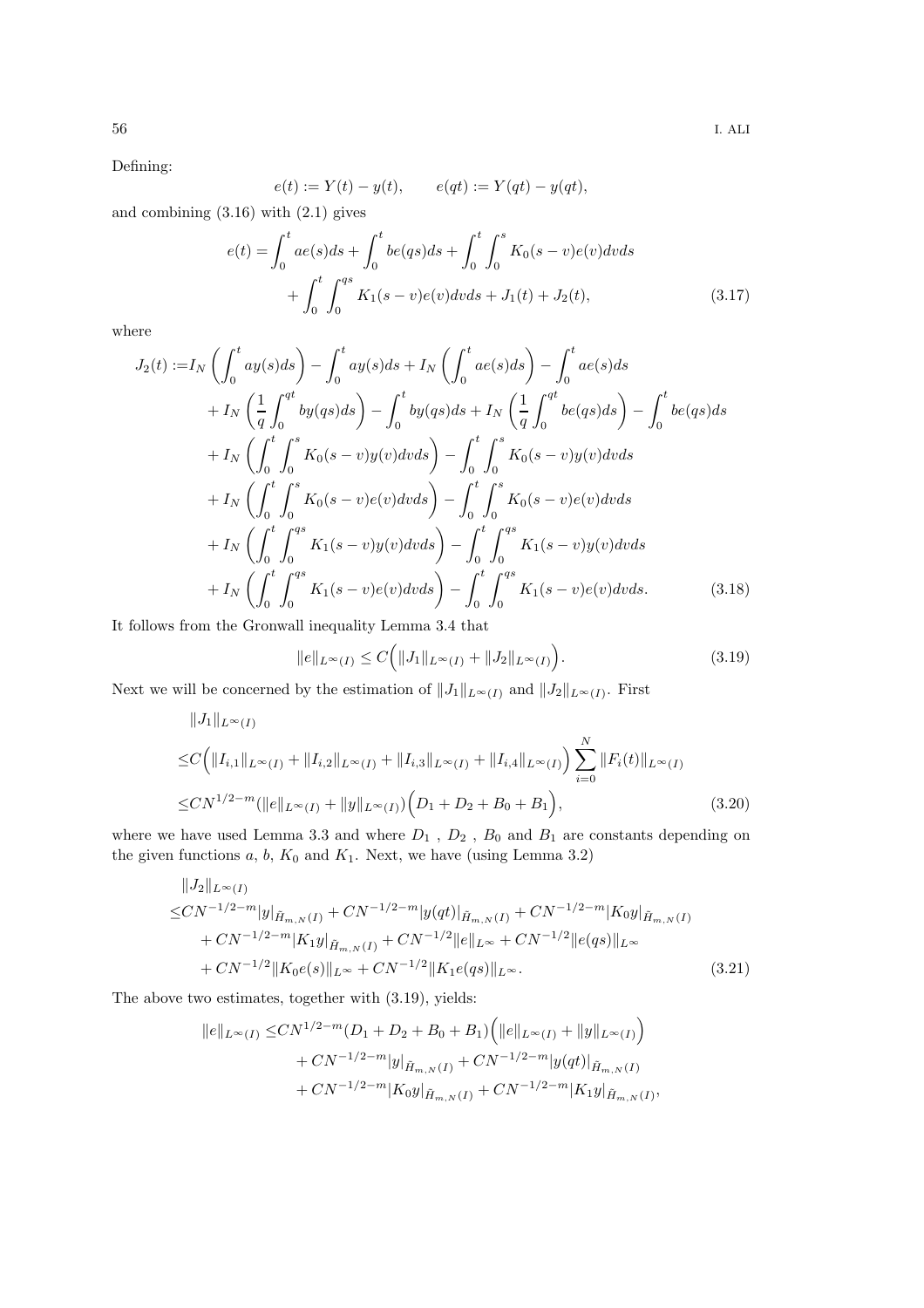Defining:

$$e(t) := Y(t) - y(t), \qquad e(qt) := Y(qt) - y(qt),$$

and combining (3.16) with (2.1) gives

$$\begin{aligned} e(t) =& \int_0^t ae(s)ds + \int_0^t be(qs)ds + \int_0^t \int_0^s K_0(s-v)e(v)dvds \\ &+ \int_0^t \int_0^{qs} K_1(s-v)e(v)dvds + J_1(t) + J_2(t), \end{aligned} \tag{3.17}$$

where

$$\begin{aligned} J_2(t) :=& I_N\left(\int_0^t ay(s)ds\right) - \int_0^t ay(s)ds + I_N\left(\int_0^t ae(s)ds\right) - \int_0^t ae(s)ds \\ &+ I_N\left(\frac{1}{q}\int_0^{qt} by(qs)ds\right) - \int_0^t by(qs)ds + I_N\left(\frac{1}{q}\int_0^{qt} be(qs)ds\right) - \int_0^t be(qs)ds \\ &+ I_N\left(\int_0^t \int_0^s K_0(s-v)y(v)dvds\right) - \int_0^t \int_0^s K_0(s-v)y(v)dvds \\ &+ I_N\left(\int_0^t \int_0^s K_0(s-v)e(v)dvds\right) - \int_0^t \int_0^s K_0(s-v)e(v)dvds \\ &+ I_N\left(\int_0^t \int_0^{qs} K_1(s-v)y(v)dvds\right) - \int_0^t \int_0^{qs} K_1(s-v)y(v)dvds \\ &+ I_N\left(\int_0^t \int_0^{qs} K_1(s-v)e(v)dvds\right) - \int_0^t \int_0^{qs} K_1(s-v)e(v)dvds. \end{aligned} \tag{3.18}$$

It follows from the Gronwall inequality Lemma 3.4 that

$$\|e\|_{L^\infty(I)} \leq C\Big(\|J_1\|_{L^\infty(I)} + \|J_2\|_{L^\infty(I)}\Big). \tag{3.19}$$

Next we will be concerned by the estimation of $\|J_1\|_{L^\infty(I)}$ and $\|J_2\|_{L^\infty(I)}$. First

$$\begin{aligned} &\|J_1\|_{L^\infty(I)} \\ \leq& C\Big(\|I_{i,1}\|_{L^\infty(I)} + \|I_{i,2}\|_{L^\infty(I)} + \|I_{i,3}\|_{L^\infty(I)} + \|I_{i,4}\|_{L^\infty(I)}\Big)\sum_{i=0}^N \|F_i(t)\|_{L^\infty(I)} \\ \leq& CN^{1/2-m}(\|e\|_{L^\infty(I)} + \|y\|_{L^\infty(I)})\Big(D_1 + D_2 + B_0 + B_1\Big), \end{aligned} \tag{3.20}$$

where we have used Lemma 3.3 and where $D_1$ , $D_2$ , $B_0$ and $B_1$ are constants depending on the given functions $a$, $b$, $K_0$ and $K_1$. Next, we have (using Lemma 3.2)

$$\begin{aligned} &\|J_2\|_{L^\infty(I)} \\ \leq& CN^{-1/2-m}|y|_{\tilde{H}_{m,N}(I)} + CN^{-1/2-m}|y(qt)|_{\tilde{H}_{m,N}(I)} + CN^{-1/2-m}|K_0 y|_{\tilde{H}_{m,N}(I)} \\ &+ CN^{-1/2-m}|K_1 y|_{\tilde{H}_{m,N}(I)} + CN^{-1/2}\|e\|_{L^\infty} + CN^{-1/2}\|e(qs)\|_{L^\infty} \\ &+ CN^{-1/2}\|K_0 e(s)\|_{L^\infty} + CN^{-1/2}\|K_1 e(qs)\|_{L^\infty}. \end{aligned} \tag{3.21}$$

The above two estimates, together with (3.19), yields:

$$\begin{aligned} \|e\|_{L^\infty(I)} \leq& CN^{1/2-m}(D_1 + D_2 + B_0 + B_1)\Big(\|e\|_{L^\infty(I)} + \|y\|_{L^\infty(I)}\Big) \\ &+ CN^{-1/2-m}|y|_{\tilde{H}_{m,N}(I)} + CN^{-1/2-m}|y(qt)|_{\tilde{H}_{m,N}(I)} \\ &+ CN^{-1/2-m}|K_0 y|_{\tilde{H}_{m,N}(I)} + CN^{-1/2-m}|K_1 y|_{\tilde{H}_{m,N}(I)}, \end{aligned}$$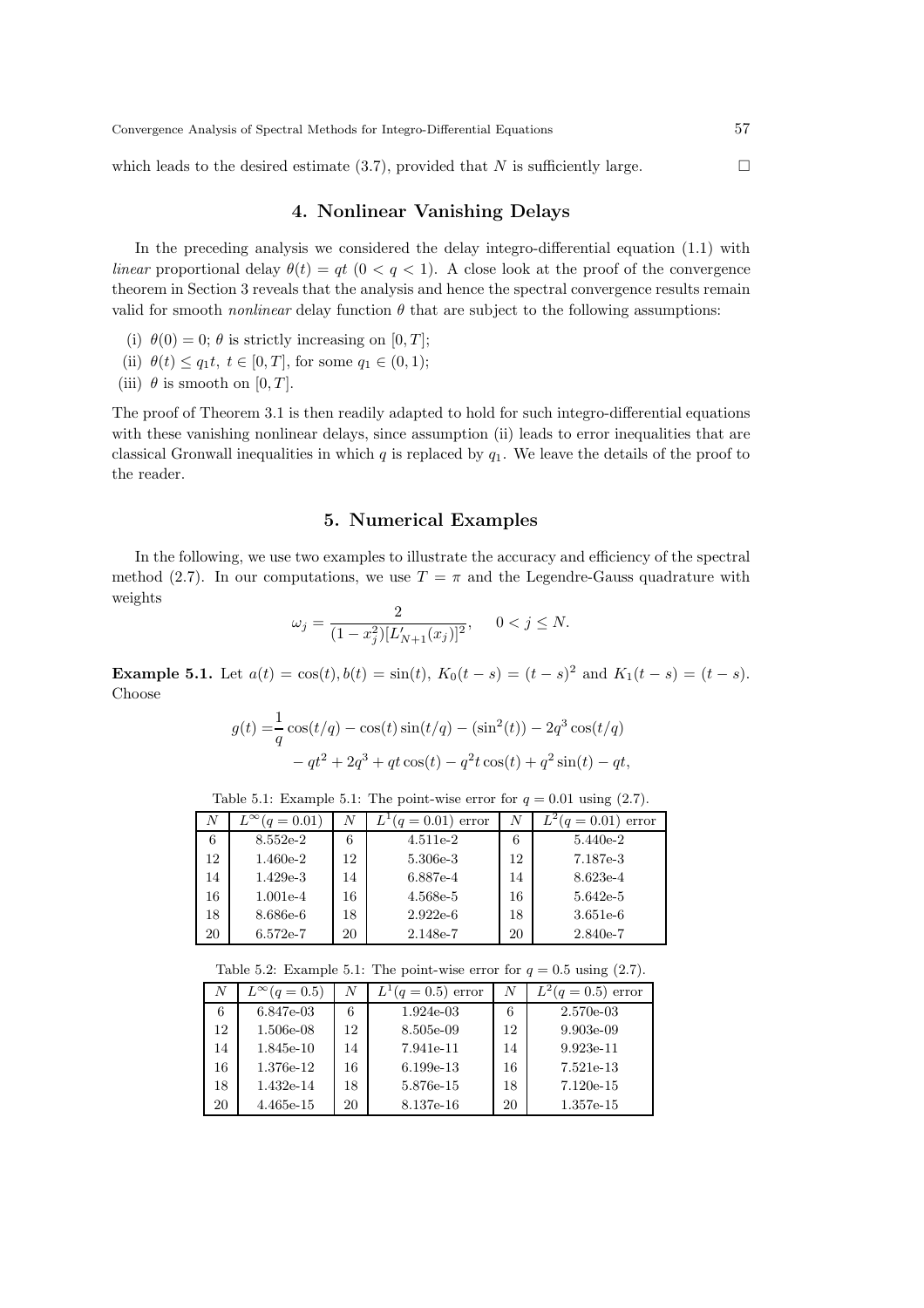which leads to the desired estimate (3.7), provided that $N$ is sufficiently large. $\square$

## 4. Nonlinear Vanishing Delays

In the preceding analysis we considered the delay integro-differential equation (1.1) with *linear* proportional delay $\theta(t) = qt$ $(0 < q < 1)$. A close look at the proof of the convergence theorem in Section 3 reveals that the analysis and hence the spectral convergence results remain valid for smooth *nonlinear* delay function $\theta$ that are subject to the following assumptions:

(i) $\theta(0) = 0$; $\theta$ is strictly increasing on $[0, T]$;

(ii) $\theta(t) \leq q_1 t,\ t \in [0, T]$, for some $q_1 \in (0, 1)$;

(iii) $\theta$ is smooth on $[0, T]$.

The proof of Theorem 3.1 is then readily adapted to hold for such integro-differential equations with these vanishing nonlinear delays, since assumption (ii) leads to error inequalities that are classical Gronwall inequalities in which $q$ is replaced by $q_1$. We leave the details of the proof to the reader.

## 5. Numerical Examples

In the following, we use two examples to illustrate the accuracy and efficiency of the spectral method (2.7). In our computations, we use $T = \pi$ and the Legendre-Gauss quadrature with weights

$$\omega_j = \frac{2}{(1 - x_j^2)[L'_{N+1}(x_j)]^2}, \quad 0 < j \leq N.$$

**Example 5.1.** Let $a(t) = \cos(t), b(t) = \sin(t)$, $K_0(t - s) = (t - s)^2$ and $K_1(t - s) = (t - s)$. Choose

$$g(t) = \frac{1}{q}\cos(t/q) - \cos(t)\sin(t/q) - (\sin^2(t)) - 2q^3\cos(t/q) - qt^2 + 2q^3 + qt\cos(t) - q^2 t\cos(t) + q^2\sin(t) - qt,$$

Table 5.1: Example 5.1: The point-wise error for $q = 0.01$ using (2.7).

| $N$ | $L^\infty(q = 0.01)$ | $N$ | $L^1(q = 0.01)$ error | $N$ | $L^2(q = 0.01)$ error |
|---|---|---|---|---|---|
| 6 | 8.552e-2 | 6 | 4.511e-2 | 6 | 5.440e-2 |
| 12 | 1.460e-2 | 12 | 5.306e-3 | 12 | 7.187e-3 |
| 14 | 1.429e-3 | 14 | 6.887e-4 | 14 | 8.623e-4 |
| 16 | 1.001e-4 | 16 | 4.568e-5 | 16 | 5.642e-5 |
| 18 | 8.686e-6 | 18 | 2.922e-6 | 18 | 3.651e-6 |
| 20 | 6.572e-7 | 20 | 2.148e-7 | 20 | 2.840e-7 |

Table 5.2: Example 5.1: The point-wise error for $q = 0.5$ using (2.7).

| $N$ | $L^\infty(q = 0.5)$ | $N$ | $L^1(q = 0.5)$ error | $N$ | $L^2(q = 0.5)$ error |
|---|---|---|---|---|---|
| 6 | 6.847e-03 | 6 | 1.924e-03 | 6 | 2.570e-03 |
| 12 | 1.506e-08 | 12 | 8.505e-09 | 12 | 9.903e-09 |
| 14 | 1.845e-10 | 14 | 7.941e-11 | 14 | 9.923e-11 |
| 16 | 1.376e-12 | 16 | 6.199e-13 | 16 | 7.521e-13 |
| 18 | 1.432e-14 | 18 | 5.876e-15 | 18 | 7.120e-15 |
| 20 | 4.465e-15 | 20 | 8.137e-16 | 20 | 1.357e-15 |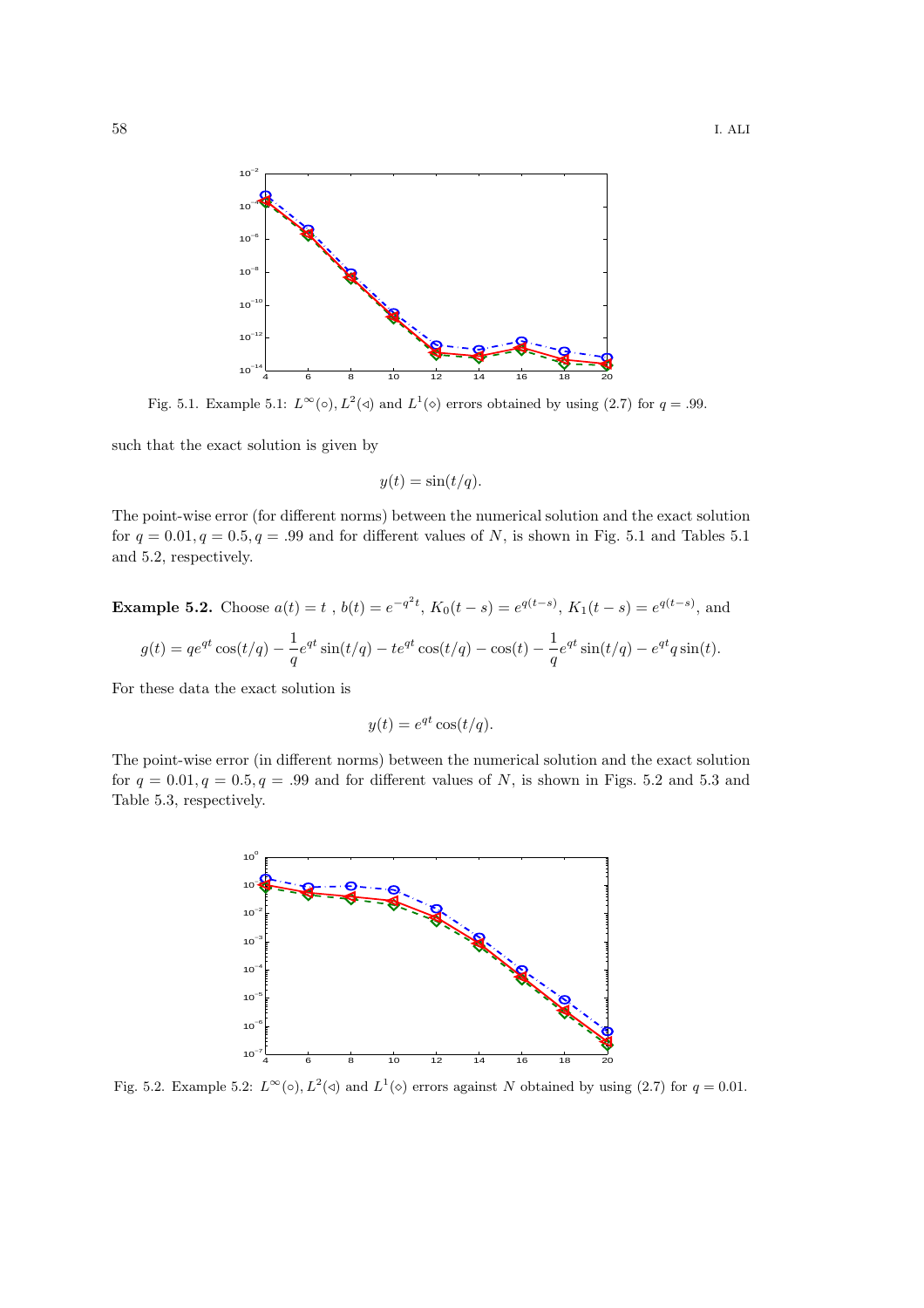Fig. 5.1. Example 5.1: $L^\infty(\circ), L^2(\triangleleft)$ and $L^1(\diamond)$ errors obtained by using (2.7) for $q = .99$.

such that the exact solution is given by

$$y(t) = \sin(t/q).$$

The point-wise error (for different norms) between the numerical solution and the exact solution for $q = 0.01, q = 0.5, q = .99$ and for different values of $N$, is shown in Fig. 5.1 and Tables 5.1 and 5.2, respectively.

**Example 5.2.** Choose $a(t) = t$ , $b(t) = e^{-q^2 t}$, $K_0(t-s) = e^{q(t-s)}$, $K_1(t-s) = e^{q(t-s)}$, and

$$g(t) = qe^{qt}\cos(t/q) - \frac{1}{q}e^{qt}\sin(t/q) - te^{qt}\cos(t/q) - \cos(t) - \frac{1}{q}e^{qt}\sin(t/q) - e^{qt}q\sin(t).$$

For these data the exact solution is

$$y(t) = e^{qt}\cos(t/q).$$

The point-wise error (in different norms) between the numerical solution and the exact solution for $q = 0.01, q = 0.5, q = .99$ and for different values of $N$, is shown in Figs. 5.2 and 5.3 and Table 5.3, respectively.

Fig. 5.2. Example 5.2: $L^\infty(\circ), L^2(\triangleleft)$ and $L^1(\diamond)$ errors against $N$ obtained by using (2.7) for $q = 0.01$.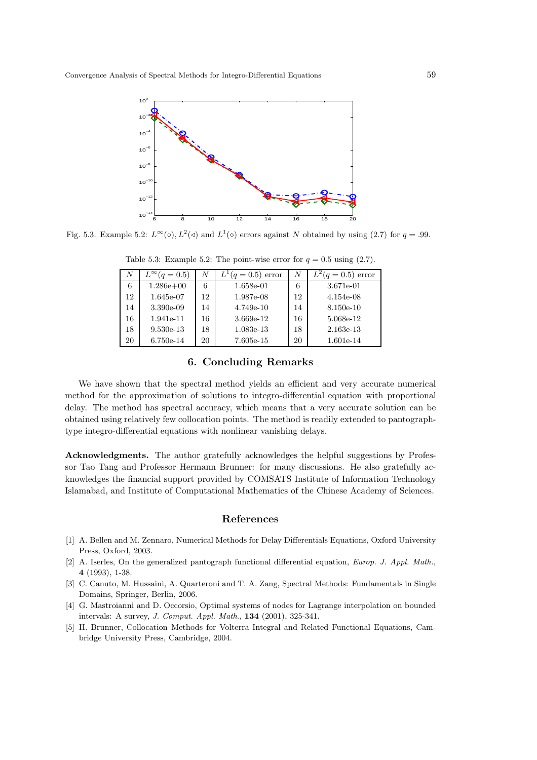Fig. 5.3. Example 5.2: $L^{\infty}(\circ), L^2(\triangleleft)$ and $L^1(\diamond)$ errors against $N$ obtained by using (2.7) for $q = .99$.

Table 5.3: Example 5.2: The point-wise error for $q = 0.5$ using (2.7).

| $N$ | $L^{\infty}(q = 0.5)$ | $N$ | $L^1(q = 0.5)$ error | $N$ | $L^2(q = 0.5)$ error |
|---|---|---|---|---|---|
| 6 | 1.286e+00 | 6 | 1.658e-01 | 6 | 3.671e-01 |
| 12 | 1.645e-07 | 12 | 1.987e-08 | 12 | 4.154e-08 |
| 14 | 3.390e-09 | 14 | 4.749e-10 | 14 | 8.150e-10 |
| 16 | 1.941e-11 | 16 | 3.669e-12 | 16 | 5.068e-12 |
| 18 | 9.530e-13 | 18 | 1.083e-13 | 18 | 2.163e-13 |
| 20 | 6.750e-14 | 20 | 7.605e-15 | 20 | 1.601e-14 |

## 6. Concluding Remarks

We have shown that the spectral method yields an efficient and very accurate numerical method for the approximation of solutions to integro-differential equation with proportional delay. The method has spectral accuracy, which means that a very accurate solution can be obtained using relatively few collocation points. The method is readily extended to pantograph-type integro-differential equations with nonlinear vanishing delays.

**Acknowledgments.** The author gratefully acknowledges the helpful suggestions by Professor Tao Tang and Professor Hermann Brunner: for many discussions. He also gratefully acknowledges the financial support provided by COMSATS Institute of Information Technology Islamabad, and Institute of Computational Mathematics of the Chinese Academy of Sciences.

## References

[1] A. Bellen and M. Zennaro, Numerical Methods for Delay Differentials Equations, Oxford University Press, Oxford, 2003.

[2] A. Iserles, On the generalized pantograph functional differential equation, *Europ. J. Appl. Math.*, **4** (1993), 1-38.

[3] C. Canuto, M. Hussaini, A. Quarteroni and T. A. Zang, Spectral Methods: Fundamentals in Single Domains, Springer, Berlin, 2006.

[4] G. Mastroianni and D. Occorsio, Optimal systems of nodes for Lagrange interpolation on bounded intervals: A survey, *J. Comput. Appl. Math.*, **134** (2001), 325-341.

[5] H. Brunner, Collocation Methods for Volterra Integral and Related Functional Equations, Cambridge University Press, Cambridge, 2004.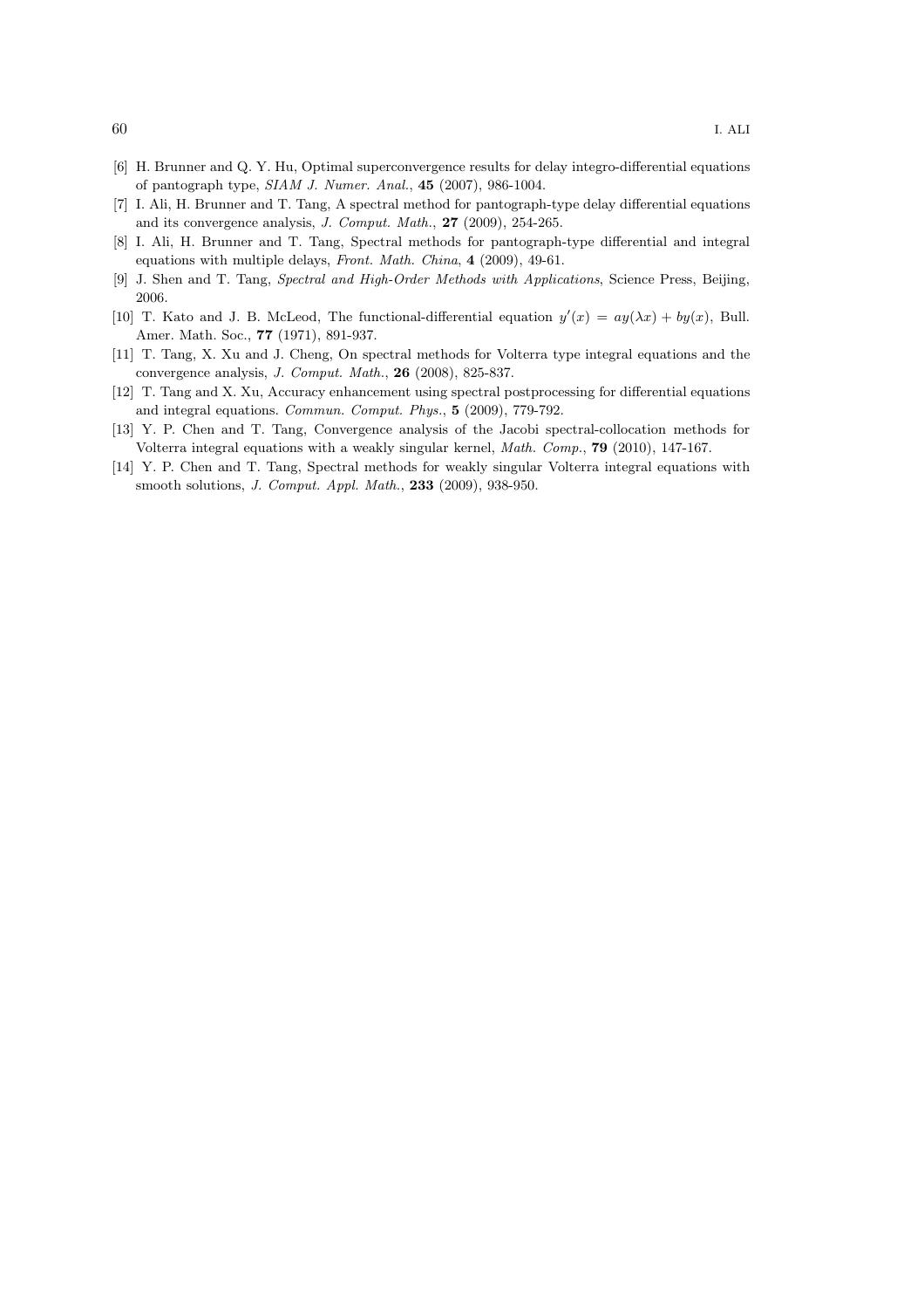[6] H. Brunner and Q. Y. Hu, Optimal superconvergence results for delay integro-differential equations of pantograph type, *SIAM J. Numer. Anal.*, **45** (2007), 986-1004.

[7] I. Ali, H. Brunner and T. Tang, A spectral method for pantograph-type delay differential equations and its convergence analysis, *J. Comput. Math.*, **27** (2009), 254-265.

[8] I. Ali, H. Brunner and T. Tang, Spectral methods for pantograph-type differential and integral equations with multiple delays, *Front. Math. China*, **4** (2009), 49-61.

[9] J. Shen and T. Tang, *Spectral and High-Order Methods with Applications*, Science Press, Beijing, 2006.

[10] T. Kato and J. B. McLeod, The functional-differential equation $y'(x) = ay(\lambda x) + by(x)$, Bull. Amer. Math. Soc., **77** (1971), 891-937.

[11] T. Tang, X. Xu and J. Cheng, On spectral methods for Volterra type integral equations and the convergence analysis, *J. Comput. Math.*, **26** (2008), 825-837.

[12] T. Tang and X. Xu, Accuracy enhancement using spectral postprocessing for differential equations and integral equations. *Commun. Comput. Phys.*, **5** (2009), 779-792.

[13] Y. P. Chen and T. Tang, Convergence analysis of the Jacobi spectral-collocation methods for Volterra integral equations with a weakly singular kernel, *Math. Comp.*, **79** (2010), 147-167.

[14] Y. P. Chen and T. Tang, Spectral methods for weakly singular Volterra integral equations with smooth solutions, *J. Comput. Appl. Math.*, **233** (2009), 938-950.